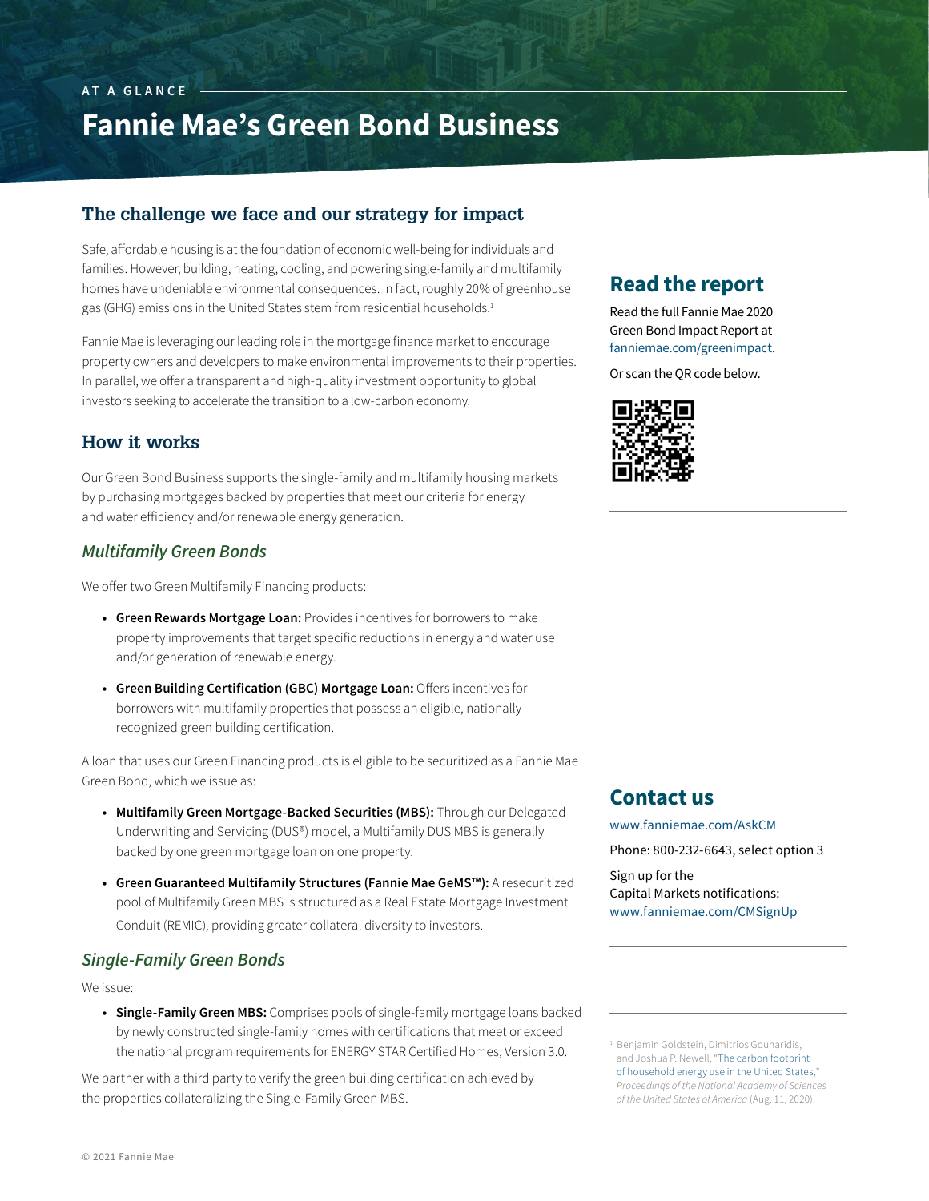AT A GLANCE

# Fannie Mae's Green Bond Business

## The challenge we face and our strategy for impact

Safe, affordable housing is at the foundation of economic well-being for individuals and families. However, building, heating, cooling, and powering single-family and multifamily homes have undeniable environmental consequences. In fact, roughly 20% of greenhouse gas (GHG) emissions in the United States stem from residential households.[1]

Fannie Mae is leveraging our leading role in the mortgage finance market to encourage property owners and developers to make environmental improvements to their properties. In parallel, we offer a transparent and high-quality investment opportunity to global investors seeking to accelerate the transition to a low-carbon economy.

## How it works

Our Green Bond Business supports the single-family and multifamily housing markets by purchasing mortgages backed by properties that meet our criteria for energy and water efficiency and/or renewable energy generation.

### *Multifamily Green Bonds*

We offer two Green Multifamily Financing products:

- **Green Rewards Mortgage Loan:** Provides incentives for borrowers to make property improvements that target specific reductions in energy and water use and/or generation of renewable energy.
- **Green Building Certification (GBC) Mortgage Loan:** Offers incentives for borrowers with multifamily properties that possess an eligible, nationally recognized green building certification.

A loan that uses our Green Financing products is eligible to be securitized as a Fannie Mae Green Bond, which we issue as:

- **Multifamily Green Mortgage-Backed Securities (MBS):** Through our Delegated Underwriting and Servicing (DUS®) model, a Multifamily DUS MBS is generally backed by one green mortgage loan on one property.
- **Green Guaranteed Multifamily Structures (Fannie Mae GeMS™):** A resecuritized pool of Multifamily Green MBS is structured as a Real Estate Mortgage Investment Conduit (REMIC), providing greater collateral diversity to investors.

### *Single-Family Green Bonds*

We issue:

- **Single-Family Green MBS:** Comprises pools of single-family mortgage loans backed by newly constructed single-family homes with certifications that meet or exceed the national program requirements for ENERGY STAR Certified Homes, Version 3.0.

We partner with a third party to verify the green building certification achieved by the properties collateralizing the Single-Family Green MBS.

## Read the report

Read the full Fannie Mae 2020 Green Bond Impact Report at fanniemae.com/greenimpact.

Or scan the QR code below.

## Contact us

www.fanniemae.com/AskCM

Phone: 800-232-6643, select option 3

Sign up for the Capital Markets notifications: www.fanniemae.com/CMSignUp

[1] Benjamin Goldstein, Dimitrios Gounaridis, and Joshua P. Newell, "The carbon footprint of household energy use in the United States," *Proceedings of the National Academy of Sciences of the United States of America* (Aug. 11, 2020).

© 2021 Fannie Mae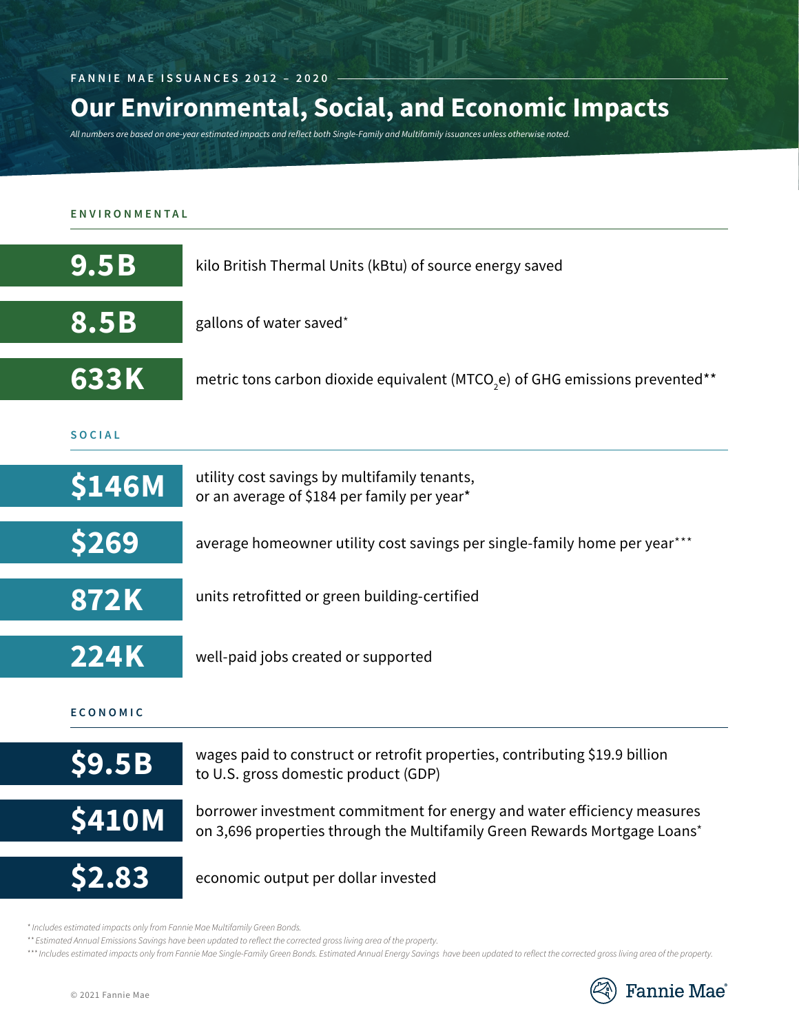FANNIE MAE ISSUANCES 2012 – 2020

# Our Environmental, Social, and Economic Impacts

*All numbers are based on one-year estimated impacts and reflect both Single-Family and Multifamily issuances unless otherwise noted.*

## ENVIRONMENTAL

**9.5B** kilo British Thermal Units (kBtu) of source energy saved

**8.5B** gallons of water saved*

**633K** metric tons carbon dioxide equivalent ($MTCO_2e$) of GHG emissions prevented**

## SOCIAL

**$146M** utility cost savings by multifamily tenants, or an average of $184 per family per year*

**$269** average homeowner utility cost savings per single-family home per year***

**872K** units retrofitted or green building-certified

**224K** well-paid jobs created or supported

## ECONOMIC

**$9.5B** wages paid to construct or retrofit properties, contributing $19.9 billion to U.S. gross domestic product (GDP)

**$410M** borrower investment commitment for energy and water efficiency measures on 3,696 properties through the Multifamily Green Rewards Mortgage Loans*

**$2.83** economic output per dollar invested

*\* Includes estimated impacts only from Fannie Mae Multifamily Green Bonds.*

*\*\* Estimated Annual Emissions Savings have been updated to reflect the corrected gross living area of the property.*

*\*\*\* Includes estimated impacts only from Fannie Mae Single-Family Green Bonds. Estimated Annual Energy Savings have been updated to reflect the corrected gross living area of the property.*

© 2021 Fannie Mae

Fannie Mae®